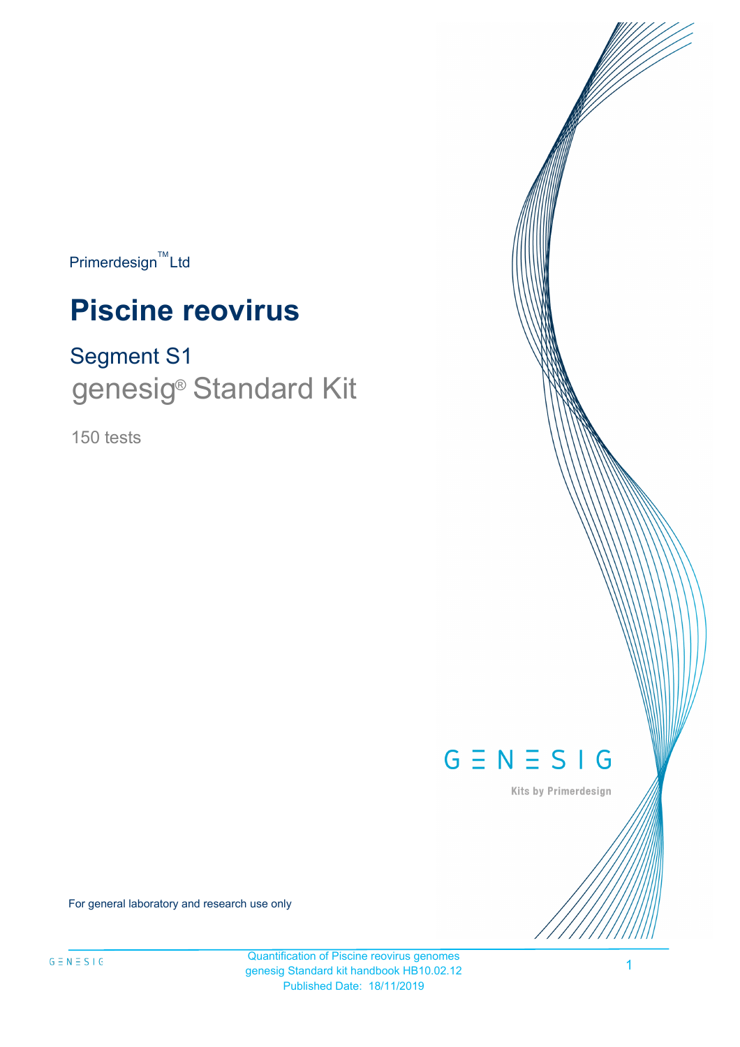Primerdesign™ Ltd

# Piscine reovirus

## Segment S1

## genesig® Standard Kit

150 tests

GENESIG

Kits by Primerdesign

For general laboratory and research use only

Quantification of Piscine reovirus genomes
genesig Standard kit handbook HB10.02.12
Published Date: 18/11/2019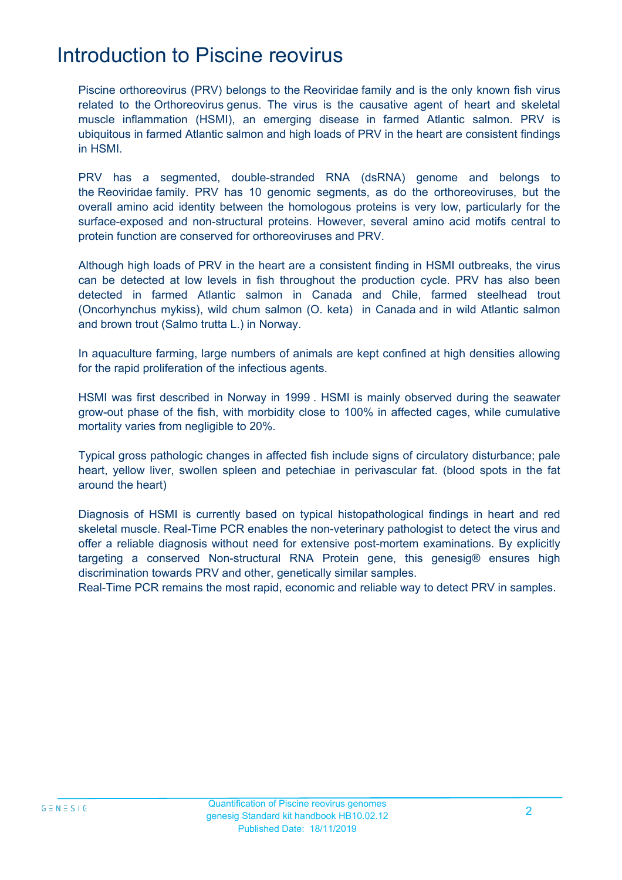# Introduction to Piscine reovirus

Piscine orthoreovirus (PRV) belongs to the Reoviridae family and is the only known fish virus related to the Orthoreovirus genus. The virus is the causative agent of heart and skeletal muscle inflammation (HSMI), an emerging disease in farmed Atlantic salmon. PRV is ubiquitous in farmed Atlantic salmon and high loads of PRV in the heart are consistent findings in HSMI.

PRV has a segmented, double-stranded RNA (dsRNA) genome and belongs to the Reoviridae family. PRV has 10 genomic segments, as do the orthoreoviruses, but the overall amino acid identity between the homologous proteins is very low, particularly for the surface-exposed and non-structural proteins. However, several amino acid motifs central to protein function are conserved for orthoreoviruses and PRV.

Although high loads of PRV in the heart are a consistent finding in HSMI outbreaks, the virus can be detected at low levels in fish throughout the production cycle. PRV has also been detected in farmed Atlantic salmon in Canada and Chile, farmed steelhead trout (Oncorhynchus mykiss), wild chum salmon (O. keta) in Canada and in wild Atlantic salmon and brown trout (Salmo trutta L.) in Norway.

In aquaculture farming, large numbers of animals are kept confined at high densities allowing for the rapid proliferation of the infectious agents.

HSMI was first described in Norway in 1999 . HSMI is mainly observed during the seawater grow-out phase of the fish, with morbidity close to 100% in affected cages, while cumulative mortality varies from negligible to 20%.

Typical gross pathologic changes in affected fish include signs of circulatory disturbance; pale heart, yellow liver, swollen spleen and petechiae in perivascular fat. (blood spots in the fat around the heart)

Diagnosis of HSMI is currently based on typical histopathological findings in heart and red skeletal muscle. Real-Time PCR enables the non-veterinary pathologist to detect the virus and offer a reliable diagnosis without need for extensive post-mortem examinations. By explicitly targeting a conserved Non-structural RNA Protein gene, this genesig® ensures high discrimination towards PRV and other, genetically similar samples.
Real-Time PCR remains the most rapid, economic and reliable way to detect PRV in samples.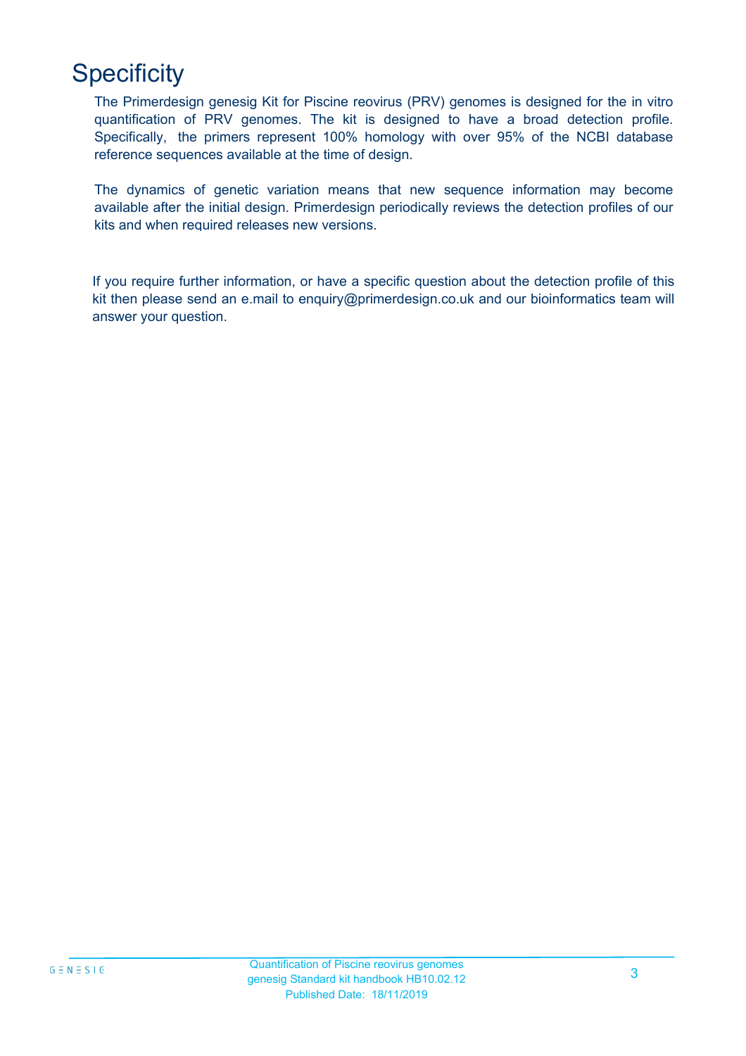# Specificity

The Primerdesign genesig Kit for Piscine reovirus (PRV) genomes is designed for the in vitro quantification of PRV genomes. The kit is designed to have a broad detection profile. Specifically, the primers represent 100% homology with over 95% of the NCBI database reference sequences available at the time of design.

The dynamics of genetic variation means that new sequence information may become available after the initial design. Primerdesign periodically reviews the detection profiles of our kits and when required releases new versions.

If you require further information, or have a specific question about the detection profile of this kit then please send an e.mail to enquiry@primerdesign.co.uk and our bioinformatics team will answer your question.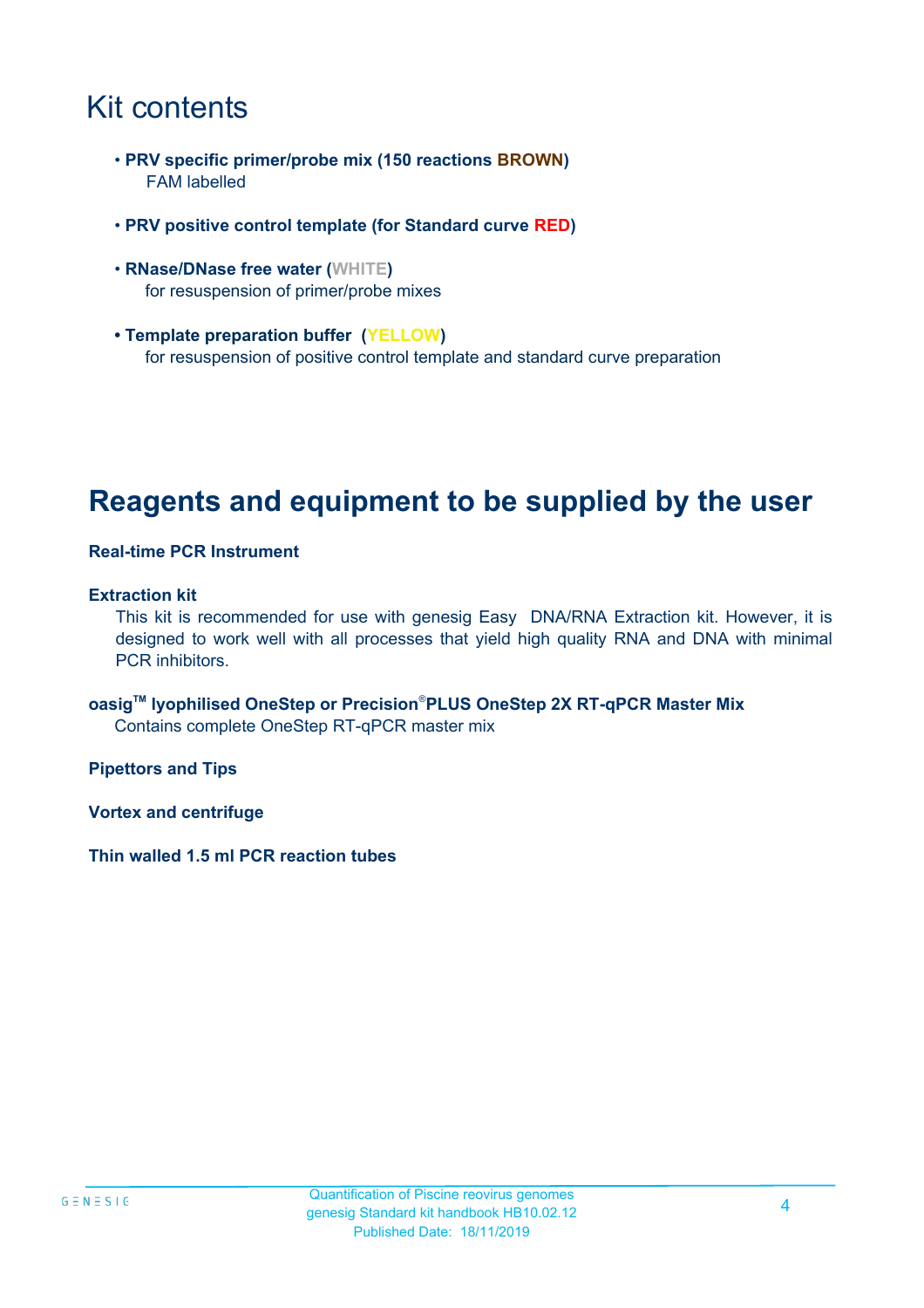# Kit contents

- **PRV specific primer/probe mix (150 reactions BROWN)**
  FAM labelled
- **PRV positive control template (for Standard curve RED)**
- **RNase/DNase free water (WHITE)**
  for resuspension of primer/probe mixes
- **Template preparation buffer (YELLOW)**
  for resuspension of positive control template and standard curve preparation

# Reagents and equipment to be supplied by the user

**Real-time PCR Instrument**

**Extraction kit**

This kit is recommended for use with genesig Easy DNA/RNA Extraction kit. However, it is designed to work well with all processes that yield high quality RNA and DNA with minimal PCR inhibitors.

**oasig™ lyophilised OneStep or Precision®PLUS OneStep 2X RT-qPCR Master Mix**

Contains complete OneStep RT-qPCR master mix

**Pipettors and Tips**

**Vortex and centrifuge**

**Thin walled 1.5 ml PCR reaction tubes**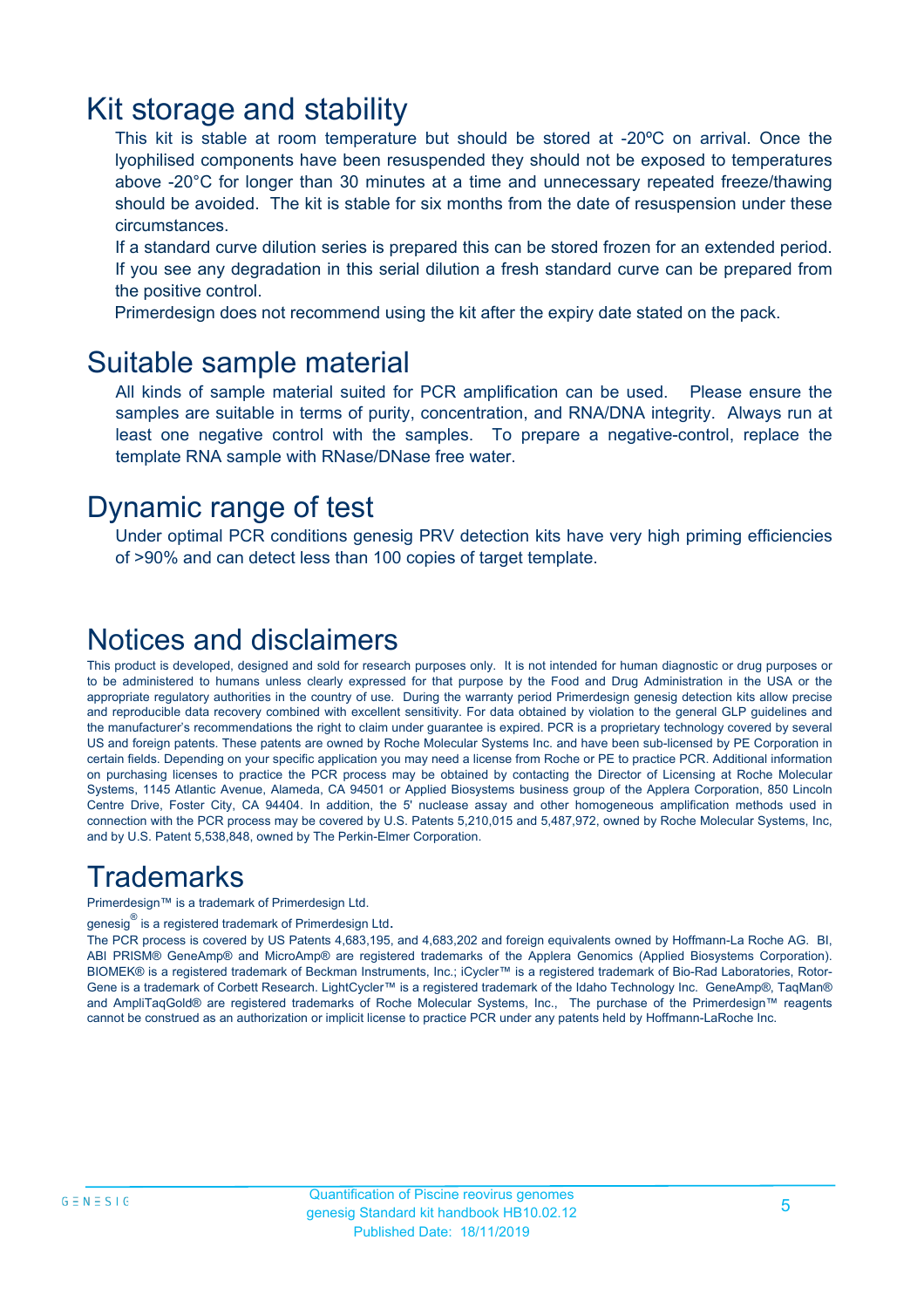# Kit storage and stability

This kit is stable at room temperature but should be stored at -20ºC on arrival. Once the lyophilised components have been resuspended they should not be exposed to temperatures above -20°C for longer than 30 minutes at a time and unnecessary repeated freeze/thawing should be avoided. The kit is stable for six months from the date of resuspension under these circumstances.

If a standard curve dilution series is prepared this can be stored frozen for an extended period. If you see any degradation in this serial dilution a fresh standard curve can be prepared from the positive control.

Primerdesign does not recommend using the kit after the expiry date stated on the pack.

# Suitable sample material

All kinds of sample material suited for PCR amplification can be used. Please ensure the samples are suitable in terms of purity, concentration, and RNA/DNA integrity. Always run at least one negative control with the samples. To prepare a negative-control, replace the template RNA sample with RNase/DNase free water.

# Dynamic range of test

Under optimal PCR conditions genesig PRV detection kits have very high priming efficiencies of >90% and can detect less than 100 copies of target template.

# Notices and disclaimers

This product is developed, designed and sold for research purposes only. It is not intended for human diagnostic or drug purposes or to be administered to humans unless clearly expressed for that purpose by the Food and Drug Administration in the USA or the appropriate regulatory authorities in the country of use. During the warranty period Primerdesign genesig detection kits allow precise and reproducible data recovery combined with excellent sensitivity. For data obtained by violation to the general GLP guidelines and the manufacturer's recommendations the right to claim under guarantee is expired. PCR is a proprietary technology covered by several US and foreign patents. These patents are owned by Roche Molecular Systems Inc. and have been sub-licensed by PE Corporation in certain fields. Depending on your specific application you may need a license from Roche or PE to practice PCR. Additional information on purchasing licenses to practice the PCR process may be obtained by contacting the Director of Licensing at Roche Molecular Systems, 1145 Atlantic Avenue, Alameda, CA 94501 or Applied Biosystems business group of the Applera Corporation, 850 Lincoln Centre Drive, Foster City, CA 94404. In addition, the 5' nuclease assay and other homogeneous amplification methods used in connection with the PCR process may be covered by U.S. Patents 5,210,015 and 5,487,972, owned by Roche Molecular Systems, Inc, and by U.S. Patent 5,538,848, owned by The Perkin-Elmer Corporation.

# Trademarks

Primerdesign™ is a trademark of Primerdesign Ltd.

genesig® is a registered trademark of Primerdesign Ltd.

The PCR process is covered by US Patents 4,683,195, and 4,683,202 and foreign equivalents owned by Hoffmann-La Roche AG. BI, ABI PRISM® GeneAmp® and MicroAmp® are registered trademarks of the Applera Genomics (Applied Biosystems Corporation). BIOMEK® is a registered trademark of Beckman Instruments, Inc.; iCycler™ is a registered trademark of Bio-Rad Laboratories, Rotor-Gene is a trademark of Corbett Research. LightCycler™ is a registered trademark of the Idaho Technology Inc. GeneAmp®, TaqMan® and AmpliTaqGold® are registered trademarks of Roche Molecular Systems, Inc., The purchase of the Primerdesign™ reagents cannot be construed as an authorization or implicit license to practice PCR under any patents held by Hoffmann-LaRoche Inc.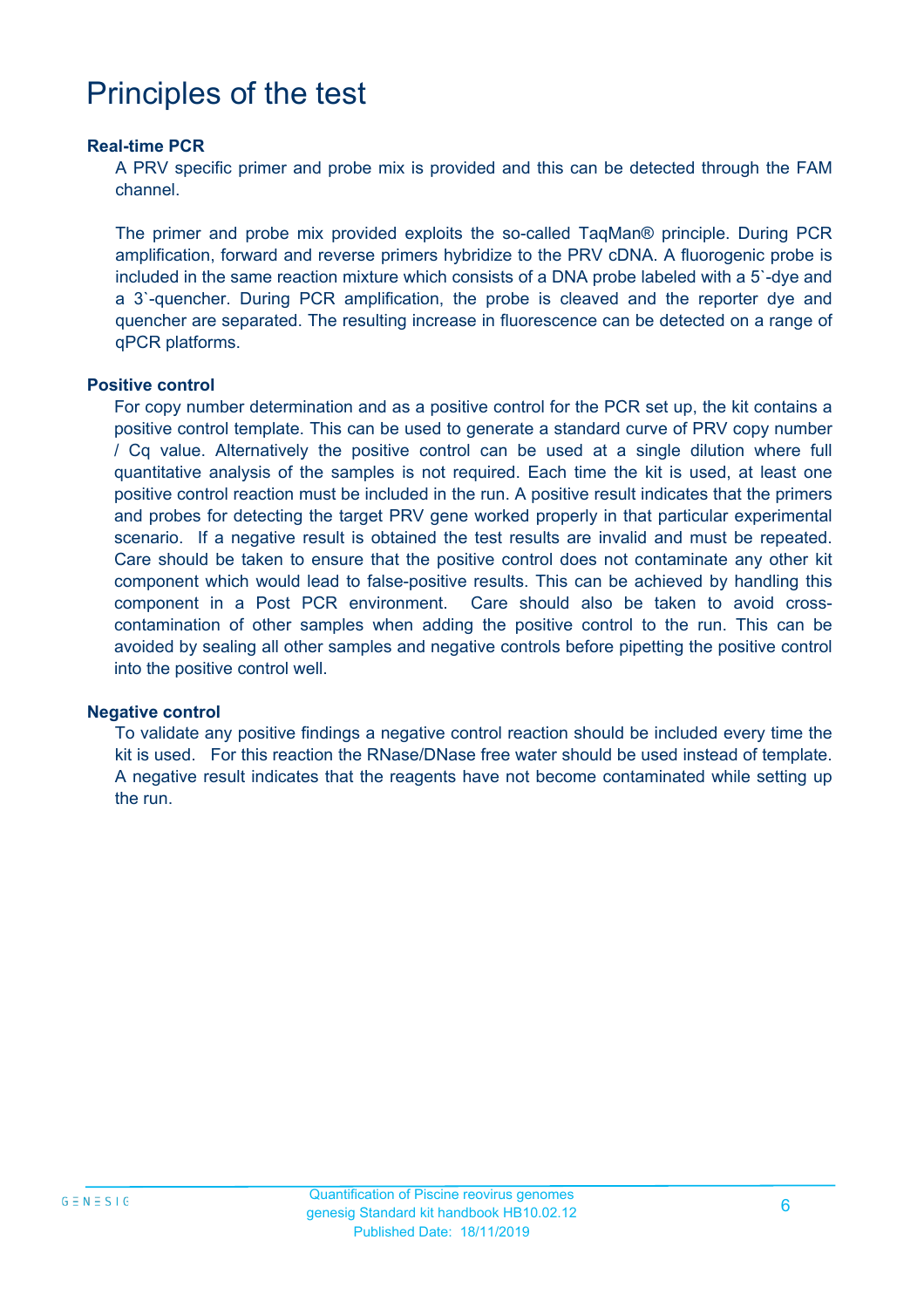# Principles of the test

### Real-time PCR

A PRV specific primer and probe mix is provided and this can be detected through the FAM channel.

The primer and probe mix provided exploits the so-called TaqMan® principle. During PCR amplification, forward and reverse primers hybridize to the PRV cDNA. A fluorogenic probe is included in the same reaction mixture which consists of a DNA probe labeled with a 5`-dye and a 3`-quencher. During PCR amplification, the probe is cleaved and the reporter dye and quencher are separated. The resulting increase in fluorescence can be detected on a range of qPCR platforms.

### Positive control

For copy number determination and as a positive control for the PCR set up, the kit contains a positive control template. This can be used to generate a standard curve of PRV copy number / Cq value. Alternatively the positive control can be used at a single dilution where full quantitative analysis of the samples is not required. Each time the kit is used, at least one positive control reaction must be included in the run. A positive result indicates that the primers and probes for detecting the target PRV gene worked properly in that particular experimental scenario. If a negative result is obtained the test results are invalid and must be repeated. Care should be taken to ensure that the positive control does not contaminate any other kit component which would lead to false-positive results. This can be achieved by handling this component in a Post PCR environment. Care should also be taken to avoid cross-contamination of other samples when adding the positive control to the run. This can be avoided by sealing all other samples and negative controls before pipetting the positive control into the positive control well.

### Negative control

To validate any positive findings a negative control reaction should be included every time the kit is used. For this reaction the RNase/DNase free water should be used instead of template. A negative result indicates that the reagents have not become contaminated while setting up the run.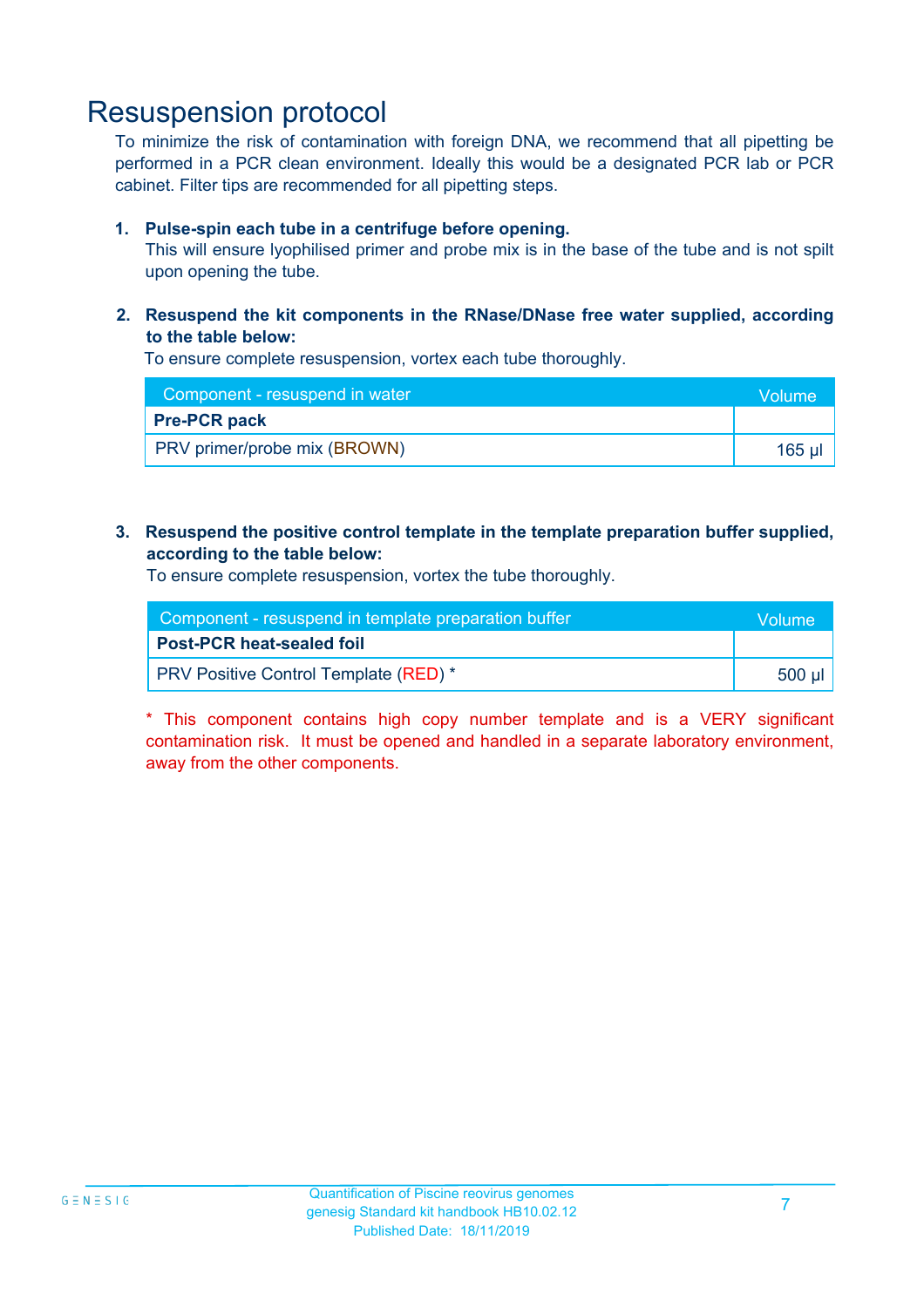# Resuspension protocol

To minimize the risk of contamination with foreign DNA, we recommend that all pipetting be performed in a PCR clean environment. Ideally this would be a designated PCR lab or PCR cabinet. Filter tips are recommended for all pipetting steps.

1. **Pulse-spin each tube in a centrifuge before opening.**
   This will ensure lyophilised primer and probe mix is in the base of the tube and is not spilt upon opening the tube.

2. **Resuspend the kit components in the RNase/DNase free water supplied, according to the table below:**
   To ensure complete resuspension, vortex each tube thoroughly.

| Component - resuspend in water | Volume |
| --- | --- |
| **Pre-PCR pack** | |
| PRV primer/probe mix (BROWN) | 165 µl |

3. **Resuspend the positive control template in the template preparation buffer supplied, according to the table below:**
   To ensure complete resuspension, vortex the tube thoroughly.

| Component - resuspend in template preparation buffer | Volume |
| --- | --- |
| **Post-PCR heat-sealed foil** | |
| PRV Positive Control Template (RED) * | 500 µl |

* This component contains high copy number template and is a VERY significant contamination risk. It must be opened and handled in a separate laboratory environment, away from the other components.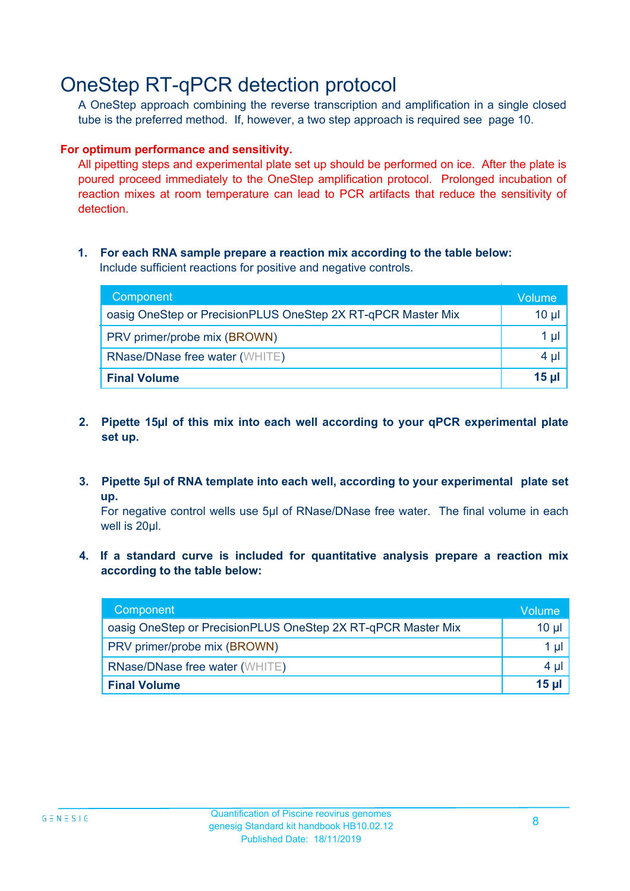# OneStep RT-qPCR detection protocol

A OneStep approach combining the reverse transcription and amplification in a single closed tube is the preferred method. If, however, a two step approach is required see page 10.

**For optimum performance and sensitivity.**

All pipetting steps and experimental plate set up should be performed on ice. After the plate is poured proceed immediately to the OneStep amplification protocol. Prolonged incubation of reaction mixes at room temperature can lead to PCR artifacts that reduce the sensitivity of detection.

1. **For each RNA sample prepare a reaction mix according to the table below:**
   Include sufficient reactions for positive and negative controls.

| Component | Volume |
|---|---|
| oasig OneStep or PrecisionPLUS OneStep 2X RT-qPCR Master Mix | 10 µl |
| PRV primer/probe mix (BROWN) | 1 µl |
| RNase/DNase free water (WHITE) | 4 µl |
| **Final Volume** | **15 µl** |

2. **Pipette 15µl of this mix into each well according to your qPCR experimental plate set up.**

3. **Pipette 5µl of RNA template into each well, according to your experimental plate set up.**
   For negative control wells use 5µl of RNase/DNase free water. The final volume in each well is 20µl.

4. **If a standard curve is included for quantitative analysis prepare a reaction mix according to the table below:**

| Component | Volume |
|---|---|
| oasig OneStep or PrecisionPLUS OneStep 2X RT-qPCR Master Mix | 10 µl |
| PRV primer/probe mix (BROWN) | 1 µl |
| RNase/DNase free water (WHITE) | 4 µl |
| **Final Volume** | **15 µl** |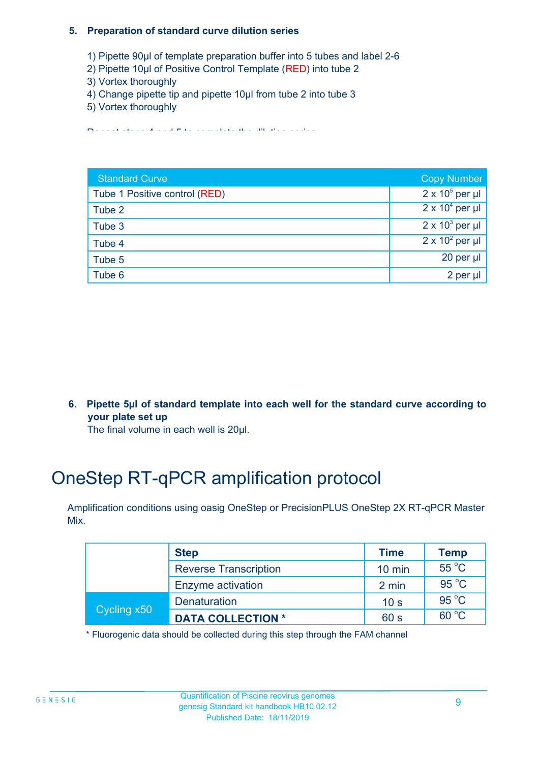5. **Preparation of standard curve dilution series**

1) Pipette 90µl of template preparation buffer into 5 tubes and label 2-6
2) Pipette 10µl of Positive Control Template (RED) into tube 2
3) Vortex thoroughly
4) Change pipette tip and pipette 10µl from tube 2 into tube 3
5) Vortex thoroughly

Repeat steps 4 and 5 to complete the dilution series

| Standard Curve | Copy Number |
|---|---|
| Tube 1 Positive control (RED) | $2 \times 10^5$ per µl |
| Tube 2 | $2 \times 10^4$ per µl |
| Tube 3 | $2 \times 10^3$ per µl |
| Tube 4 | $2 \times 10^2$ per µl |
| Tube 5 | 20 per µl |
| Tube 6 | 2 per µl |

6. **Pipette 5µl of standard template into each well for the standard curve according to your plate set up**
   The final volume in each well is 20µl.

# OneStep RT-qPCR amplification protocol

Amplification conditions using oasig OneStep or PrecisionPLUS OneStep 2X RT-qPCR Master Mix.

| | Step | Time | Temp |
|---|---|---|---|
| | Reverse Transcription | 10 min | 55 °C |
| | Enzyme activation | 2 min | 95 °C |
| Cycling x50 | Denaturation | 10 s | 95 °C |
| | **DATA COLLECTION *** | 60 s | 60 °C |

\* Fluorogenic data should be collected during this step through the FAM channel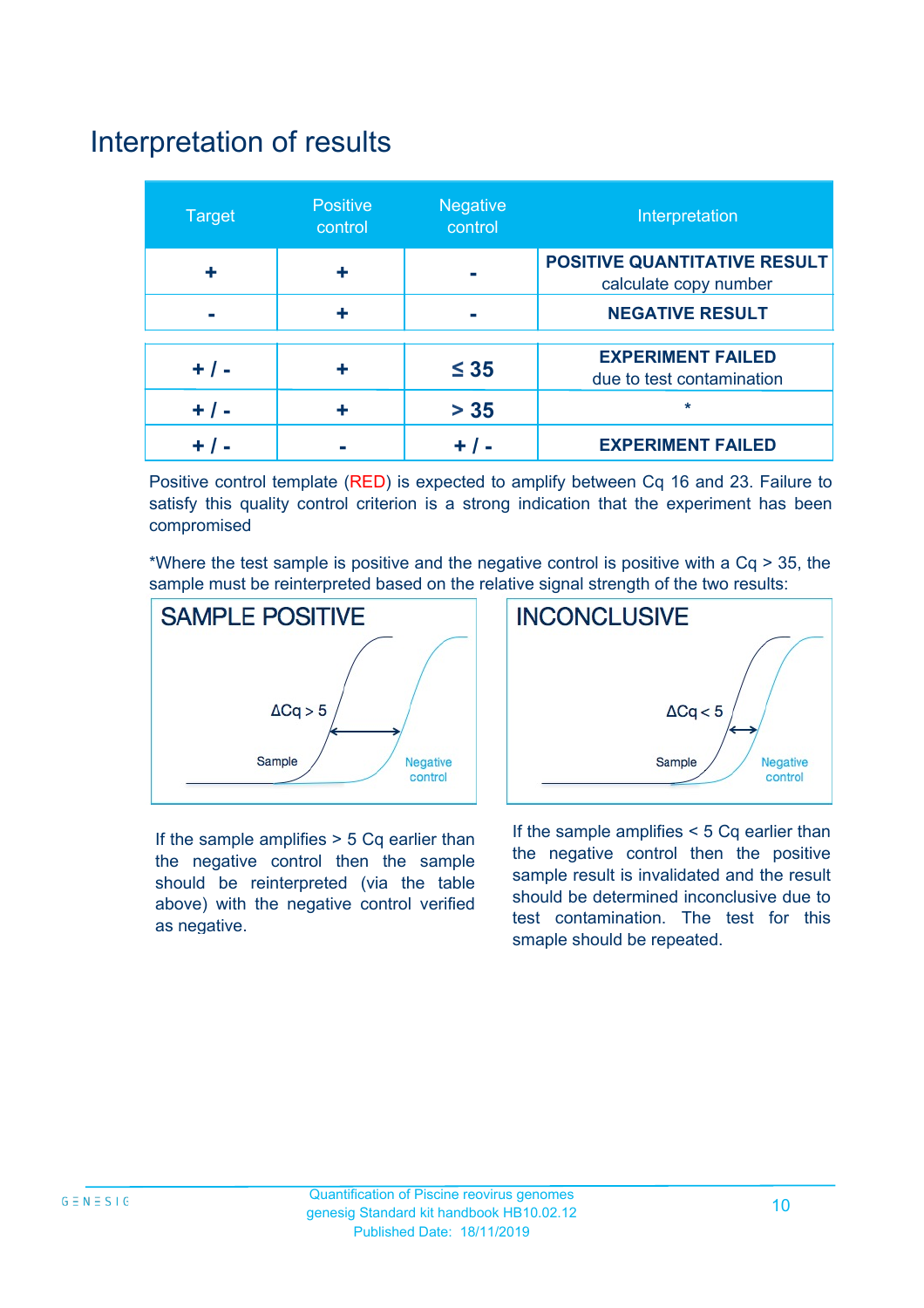# Interpretation of results

| Target | Positive control | Negative control | Interpretation |
|---|---|---|---|
| + | + | - | **POSITIVE QUANTITATIVE RESULT** calculate copy number |
| - | + | - | **NEGATIVE RESULT** |
| + / - | + | ≤ 35 | **EXPERIMENT FAILED** due to test contamination |
| + / - | + | > 35 | * |
| + / - | - | + / - | **EXPERIMENT FAILED** |

Positive control template (RED) is expected to amplify between Cq 16 and 23. Failure to satisfy this quality control criterion is a strong indication that the experiment has been compromised

*Where the test sample is positive and the negative control is positive with a Cq > 35, the sample must be reinterpreted based on the relative signal strength of the two results:

SAMPLE POSITIVE

ΔCq > 5

Sample

Negative control

If the sample amplifies > 5 Cq earlier than the negative control then the sample should be reinterpreted (via the table above) with the negative control verified as negative.

INCONCLUSIVE

ΔCq < 5

Sample

Negative control

If the sample amplifies < 5 Cq earlier than the negative control then the positive sample result is invalidated and the result should be determined inconclusive due to test contamination. The test for this smaple should be repeated.